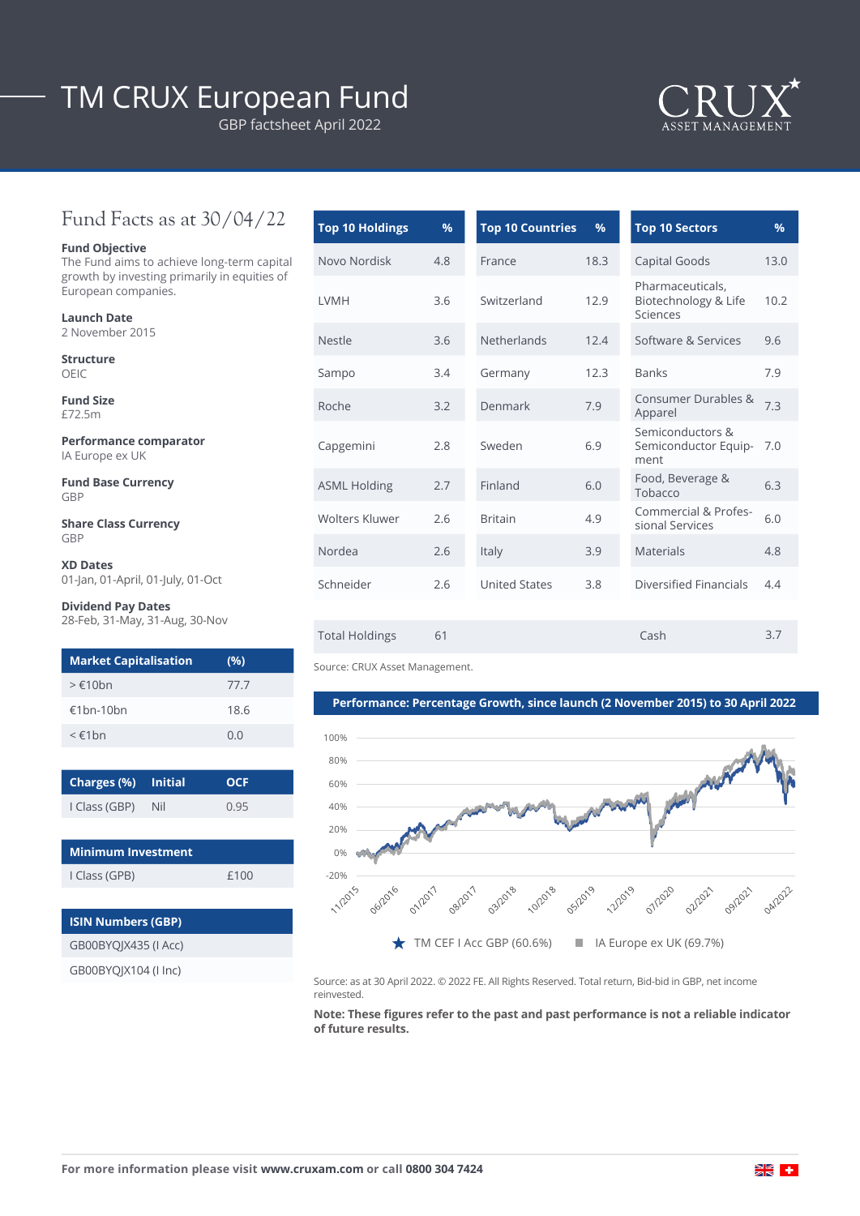# TM CRUX European Fund

GBP factsheet April 2022

CRUX ASSET MANAGEMENT

## Fund Facts as at 30/04/22

**Fund Objective**
The Fund aims to achieve long-term capital growth by investing primarily in equities of European companies.

**Launch Date**
2 November 2015

**Structure**
OEIC

**Fund Size**
£72.5m

**Performance comparator**
IA Europe ex UK

**Fund Base Currency**
GBP

**Share Class Currency**
GBP

**XD Dates**
01-Jan, 01-April, 01-July, 01-Oct

**Dividend Pay Dates**
28-Feb, 31-May, 31-Aug, 30-Nov

| Market Capitalisation | (%) |
|---|---|
| > €10bn | 77.7 |
| €1bn-10bn | 18.6 |
| < €1bn | 0.0 |

| Charges (%) | Initial | OCF |
|---|---|---|
| I Class (GBP) | Nil | 0.95 |

| Minimum Investment | |
|---|---|
| I Class (GPB) | £100 |

| ISIN Numbers (GBP) |
|---|
| GB00BYQJX435 (I Acc) |
| GB00BYQJX104 (I Inc) |

| Top 10 Holdings | % |
|---|---|
| Novo Nordisk | 4.8 |
| LVMH | 3.6 |
| Nestle | 3.6 |
| Sampo | 3.4 |
| Roche | 3.2 |
| Capgemini | 2.8 |
| ASML Holding | 2.7 |
| Wolters Kluwer | 2.6 |
| Nordea | 2.6 |
| Schneider | 2.6 |

| Top 10 Countries | % |
|---|---|
| France | 18.3 |
| Switzerland | 12.9 |
| Netherlands | 12.4 |
| Germany | 12.3 |
| Denmark | 7.9 |
| Sweden | 6.9 |
| Finland | 6.0 |
| Britain | 4.9 |
| Italy | 3.9 |
| United States | 3.8 |

| Top 10 Sectors | % |
|---|---|
| Capital Goods | 13.0 |
| Pharmaceuticals, Biotechnology & Life Sciences | 10.2 |
| Software & Services | 9.6 |
| Banks | 7.9 |
| Consumer Durables & Apparel | 7.3 |
| Semiconductors & Semiconductor Equipment | 7.0 |
| Food, Beverage & Tobacco | 6.3 |
| Commercial & Professional Services | 6.0 |
| Materials | 4.8 |
| Diversified Financials | 4.4 |

| Total Holdings | 61 | Cash | 3.7 |
|---|---|---|---|

Source: CRUX Asset Management.

**Performance: Percentage Growth, since launch (2 November 2015) to 30 April 2022**

★ TM CEF I Acc GBP (60.6%) ■ IA Europe ex UK (69.7%)

Source: as at 30 April 2022. © 2022 FE. All Rights Reserved. Total return, Bid-bid in GBP, net income reinvested.

**Note: These figures refer to the past and past performance is not a reliable indicator of future results.**

**For more information please visit www.cruxam.com or call 0800 304 7424**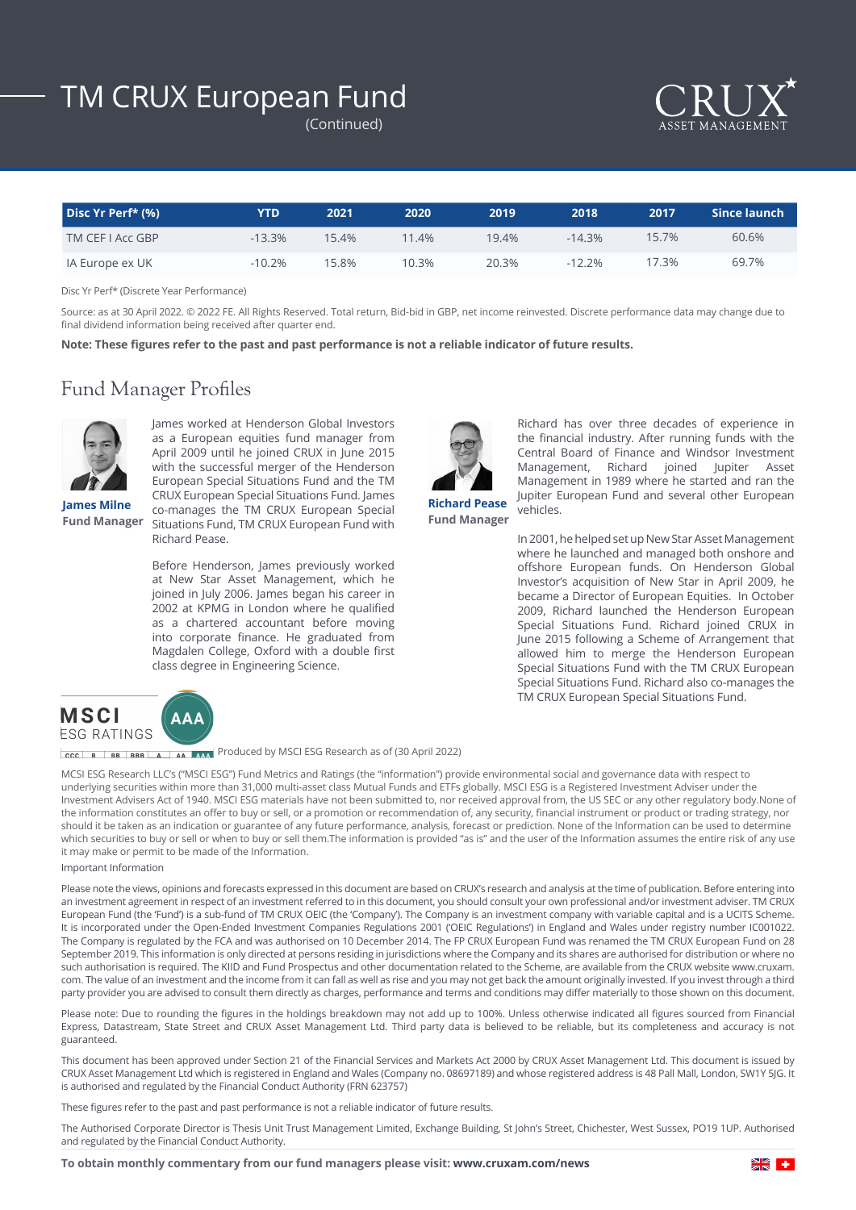# TM CRUX European Fund

(Continued)

| Disc Yr Perf* (%) | YTD | 2021 | 2020 | 2019 | 2018 | 2017 | Since launch |
|---|---|---|---|---|---|---|---|
| TM CEF I Acc GBP | -13.3% | 15.4% | 11.4% | 19.4% | -14.3% | 15.7% | 60.6% |
| IA Europe ex UK | -10.2% | 15.8% | 10.3% | 20.3% | -12.2% | 17.3% | 69.7% |

Disc Yr Perf* (Discrete Year Performance)

Source: as at 30 April 2022. © 2022 FE. All Rights Reserved. Total return, Bid-bid in GBP, net income reinvested. Discrete performance data may change due to final dividend information being received after quarter end.

**Note: These figures refer to the past and past performance is not a reliable indicator of future results.**

## Fund Manager Profiles

**James Milne**
**Fund Manager**

James worked at Henderson Global Investors as a European equities fund manager from April 2009 until he joined CRUX in June 2015 with the successful merger of the Henderson European Special Situations Fund and the TM CRUX European Special Situations Fund. James co-manages the TM CRUX European Special Situations Fund, TM CRUX European Fund with Richard Pease.

Before Henderson, James previously worked at New Star Asset Management, which he joined in July 2006. James began his career in 2002 at KPMG in London where he qualified as a chartered accountant before moving into corporate finance. He graduated from Magdalen College, Oxford with a double first class degree in Engineering Science.

**Richard Pease**
**Fund Manager**

Richard has over three decades of experience in the financial industry. After running funds with the Central Board of Finance and Windsor Investment Management, Richard joined Jupiter Asset Management in 1989 where he started and ran the Jupiter European Fund and several other European vehicles.

In 2001, he helped set up New Star Asset Management where he launched and managed both onshore and offshore European funds. On Henderson Global Investor's acquisition of New Star in April 2009, he became a Director of European Equities. In October 2009, Richard launched the Henderson European Special Situations Fund. Richard joined CRUX in June 2015 following a Scheme of Arrangement that allowed him to merge the Henderson European Special Situations Fund with the TM CRUX European Special Situations Fund. Richard also co-manages the TM CRUX European Special Situations Fund.

MSCI ESG RATINGS AAA

CCC | B | BB | BBB | A | AA | AAA

Produced by MSCI ESG Research as of (30 April 2022)

MCSI ESG Research LLC's ("MSCI ESG") Fund Metrics and Ratings (the "information") provide environmental social and governance data with respect to underlying securities within more than 31,000 multi-asset class Mutual Funds and ETFs globally. MSCI ESG is a Registered Investment Adviser under the Investment Advisers Act of 1940. MSCI ESG materials have not been submitted to, nor received approval from, the US SEC or any other regulatory body.None of the information constitutes an offer to buy or sell, or a promotion or recommendation of, any security, financial instrument or product or trading strategy, nor should it be taken as an indication or guarantee of any future performance, analysis, forecast or prediction. None of the Information can be used to determine which securities to buy or sell or when to buy or sell them.The information is provided "as is" and the user of the Information assumes the entire risk of any use it may make or permit to be made of the Information.

Important Information

Please note the views, opinions and forecasts expressed in this document are based on CRUX's research and analysis at the time of publication. Before entering into an investment agreement in respect of an investment referred to in this document, you should consult your own professional and/or investment adviser. TM CRUX European Fund (the 'Fund') is a sub-fund of TM CRUX OEIC (the 'Company'). The Company is an investment company with variable capital and is a UCITS Scheme. It is incorporated under the Open-Ended Investment Companies Regulations 2001 ('OEIC Regulations') in England and Wales under registry number IC001022. The Company is regulated by the FCA and was authorised on 10 December 2014. The FP CRUX European Fund was renamed the TM CRUX European Fund on 28 September 2019. This information is only directed at persons residing in jurisdictions where the Company and its shares are authorised for distribution or where no such authorisation is required. The KIID and Fund Prospectus and other documentation related to the Scheme, are available from the CRUX website www.cruxam.com. The value of an investment and the income from it can fall as well as rise and you may not get back the amount originally invested. If you invest through a third party provider you are advised to consult them directly as charges, performance and terms and conditions may differ materially to those shown on this document.

Please note: Due to rounding the figures in the holdings breakdown may not add up to 100%. Unless otherwise indicated all figures sourced from Financial Express, Datastream, State Street and CRUX Asset Management Ltd. Third party data is believed to be reliable, but its completeness and accuracy is not guaranteed.

This document has been approved under Section 21 of the Financial Services and Markets Act 2000 by CRUX Asset Management Ltd. This document is issued by CRUX Asset Management Ltd which is registered in England and Wales (Company no. 08697189) and whose registered address is 48 Pall Mall, London, SW1Y 5JG. It is authorised and regulated by the Financial Conduct Authority (FRN 623757)

These figures refer to the past and past performance is not a reliable indicator of future results.

The Authorised Corporate Director is Thesis Unit Trust Management Limited, Exchange Building, St John's Street, Chichester, West Sussex, PO19 1UP. Authorised and regulated by the Financial Conduct Authority.

**To obtain monthly commentary from our fund managers please visit: www.cruxam.com/news**